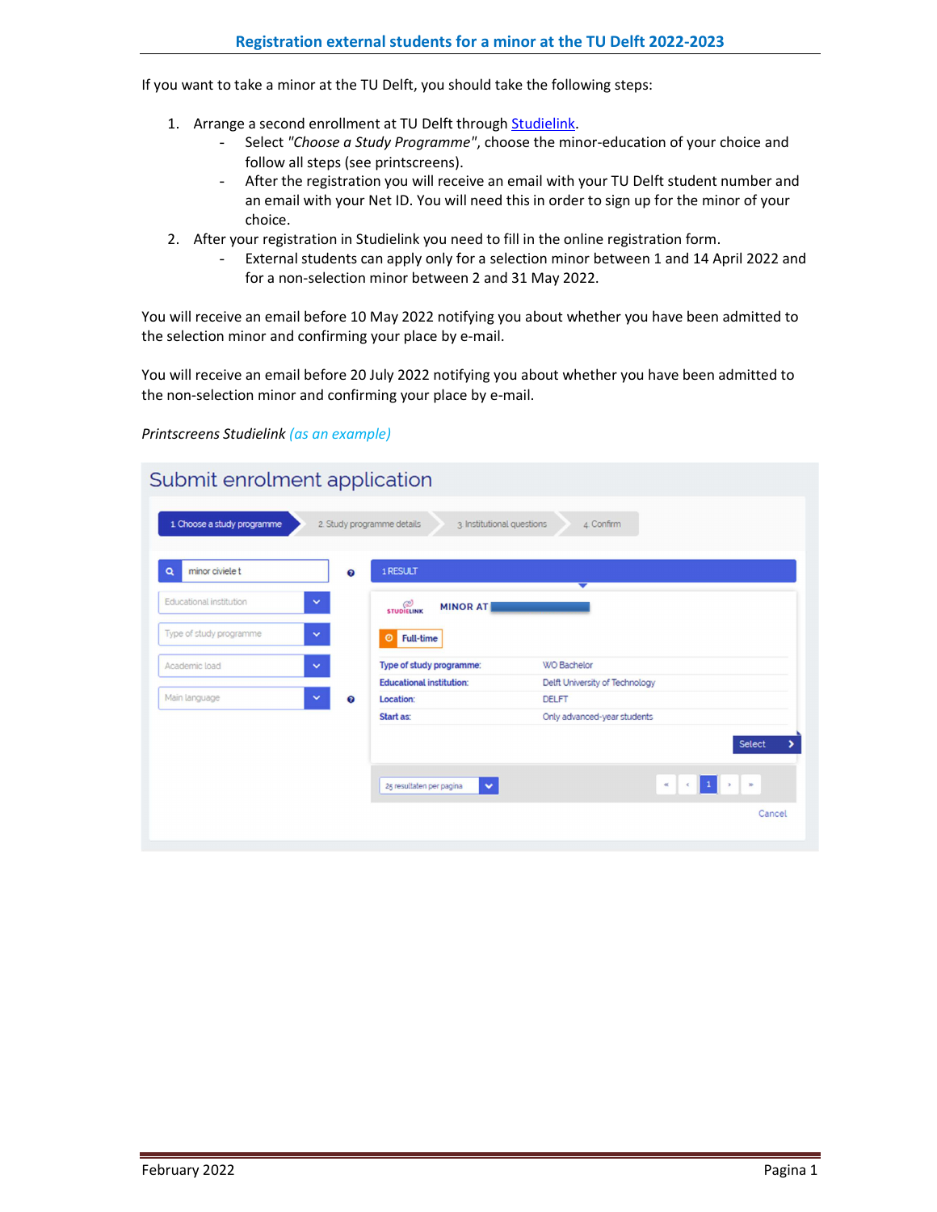# Registration external students for a minor at the TU Delft 2022-2023

If you want to take a minor at the TU Delft, you should take the following steps:

1. Arrange a second enrollment at TU Delft through Studielink.
   - Select *"Choose a Study Programme"*, choose the minor-education of your choice and follow all steps (see printscreens).
   - After the registration you will receive an email with your TU Delft student number and an email with your Net ID. You will need this in order to sign up for the minor of your choice.
2. After your registration in Studielink you need to fill in the online registration form.
   - External students can apply only for a selection minor between 1 and 14 April 2022 and for a non-selection minor between 2 and 31 May 2022.

You will receive an email before 10 May 2022 notifying you about whether you have been admitted to the selection minor and confirming your place by e-mail.

You will receive an email before 20 July 2022 notifying you about whether you have been admitted to the non-selection minor and confirming your place by e-mail.

*Printscreens Studielink (as an example)*

Submit enrolment application

1 Choose a study programme | 2 Study programme details | 3 Institutional questions | 4 Confirm

minor civiele t

Educational institution

Type of study programme

Academic load

Main language

1 RESULT

MINOR AT

Full-time

| | |
|---|---|
| Type of study programme: | WO Bachelor |
| Educational institution: | Delft University of Technology |
| Location: | DELFT |
| Start as: | Only advanced-year students |

Select

25 resultaten per pagina

Cancel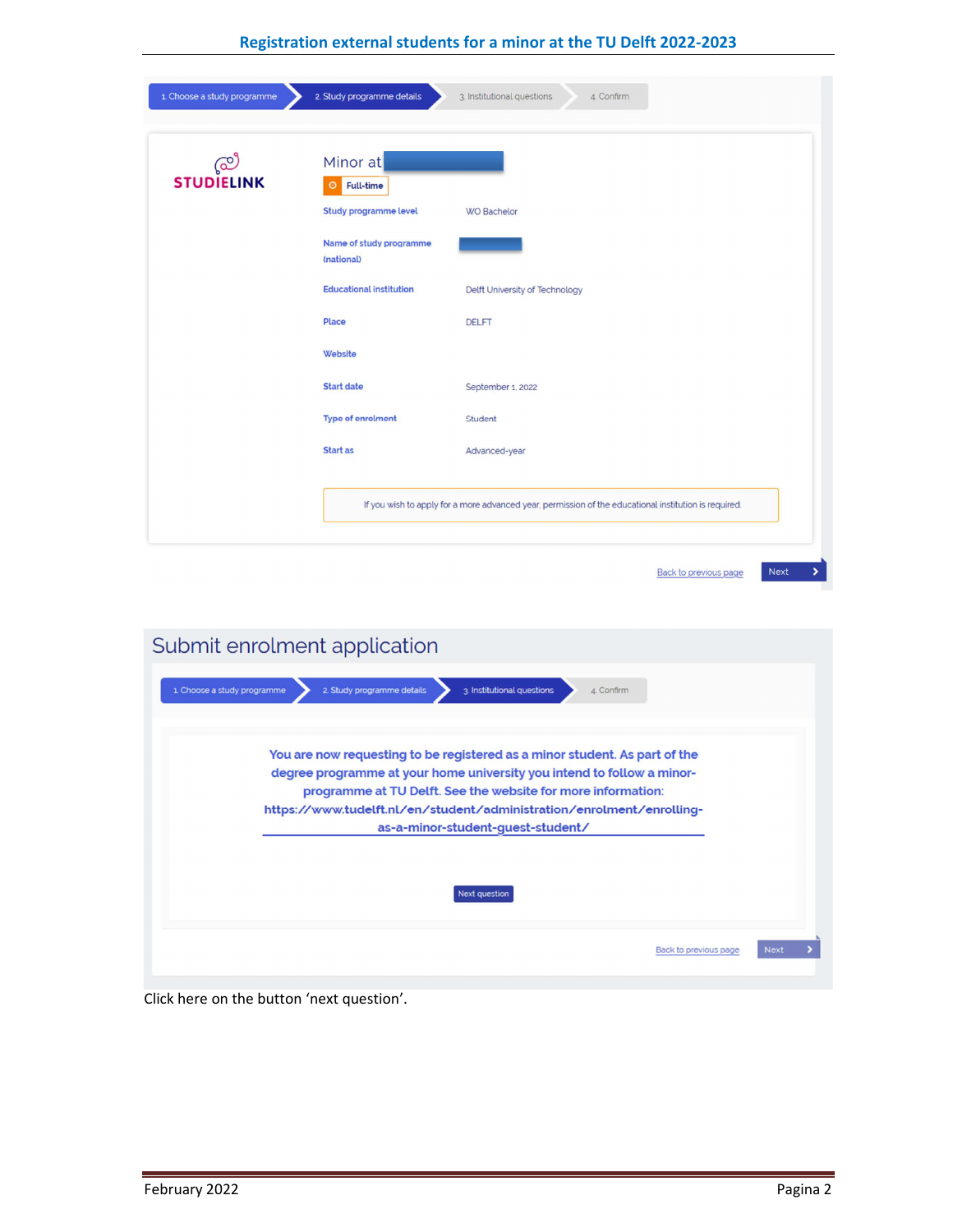1. Choose a study programme | 2. Study programme details | 3. Institutional questions | 4. Confirm

STUDIELINK

Minor at

Full-time

| | |
|---|---|
| Study programme level | WO Bachelor |
| Name of study programme (national) | |
| Educational institution | Delft University of Technology |
| Place | DELFT |
| Website | |
| Start date | September 1, 2022 |
| Type of enrolment | Student |
| Start as | Advanced-year |

If you wish to apply for a more advanced year, permission of the educational institution is required.

Back to previous page | Next

## Submit enrolment application

1. Choose a study programme | 2. Study programme details | 3. Institutional questions | 4. Confirm

You are now requesting to be registered as a minor student. As part of the degree programme at your home university you intend to follow a minor-programme at TU Delft. See the website for more information: https://www.tudelft.nl/en/student/administration/enrolment/enrolling-as-a-minor-student-guest-student/

Next question

Back to previous page | Next

Click here on the button 'next question'.